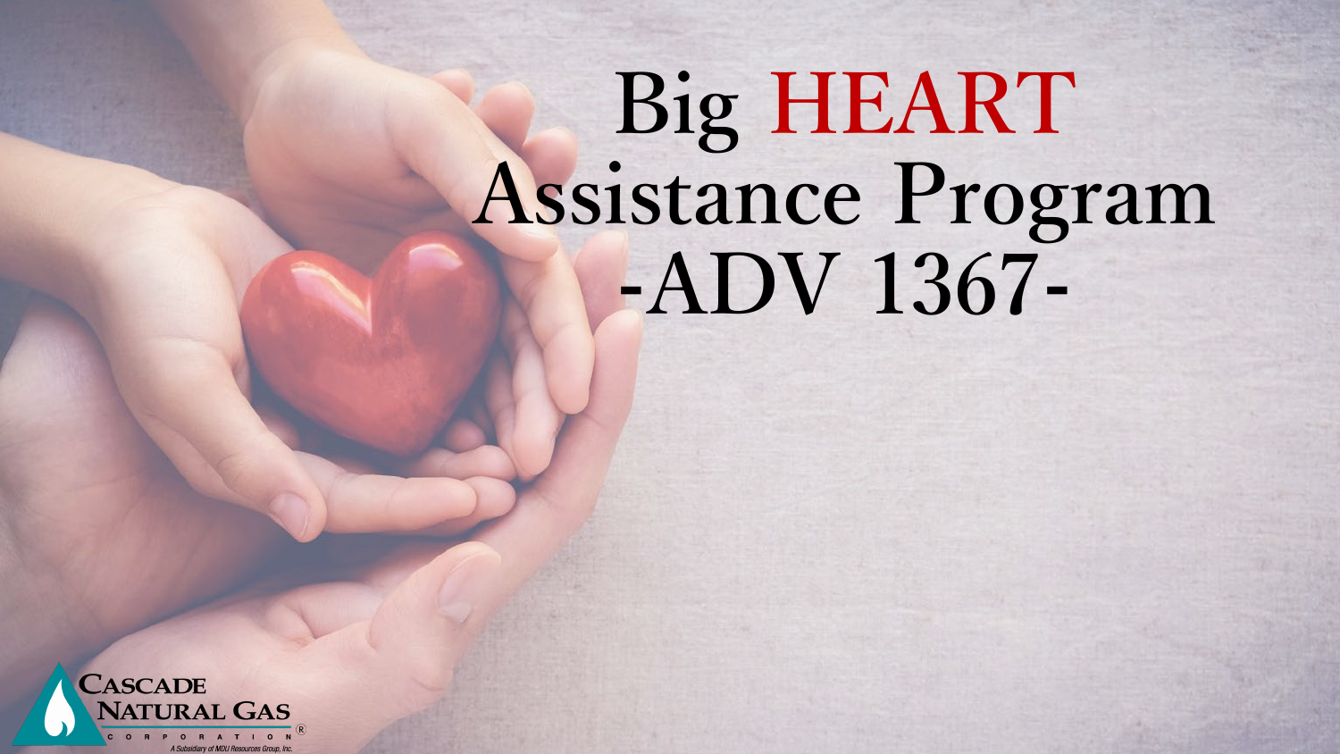# Big HEART Assistance Program -ADV 1367-

Cascade Natural Gas Corporation

A Subsidiary of MDU Resources Group, Inc.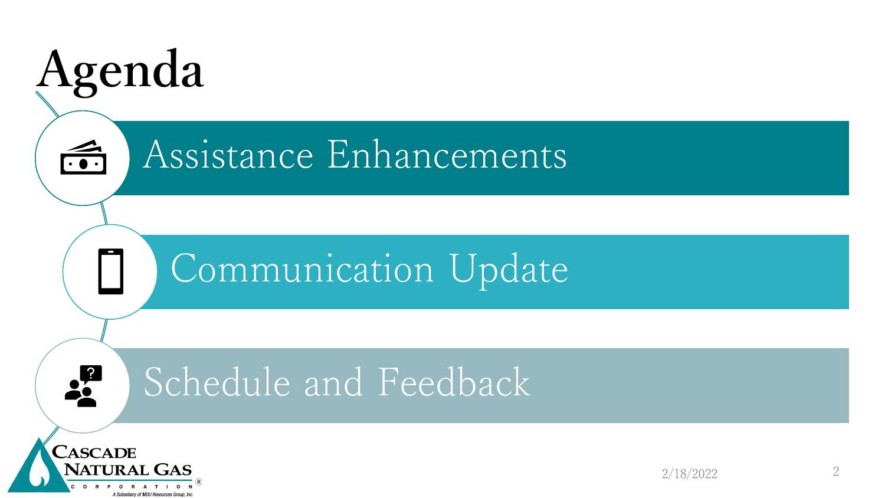# Agenda

- Assistance Enhancements
- Communication Update
- Schedule and Feedback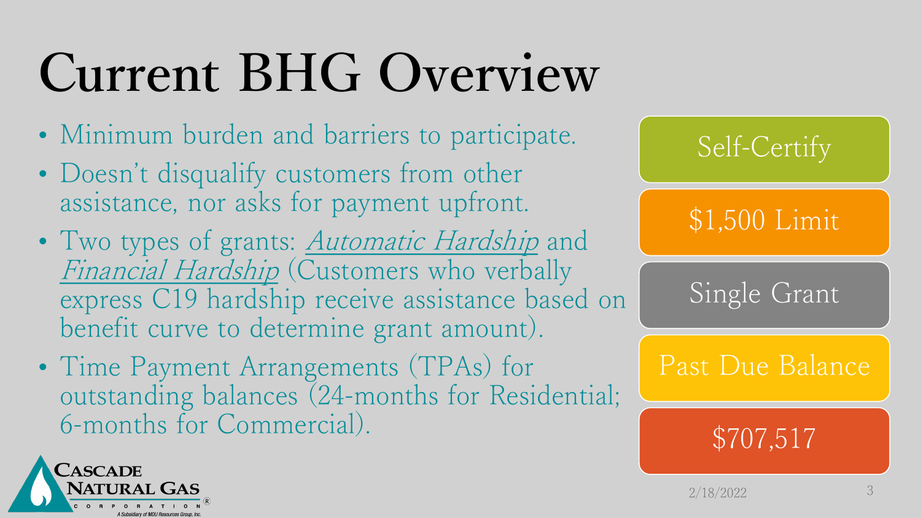# Current BHG Overview

- Minimum burden and barriers to participate.
- Doesn't disqualify customers from other assistance, nor asks for payment upfront.
- Two types of grants: *Automatic Hardship* and *Financial Hardship* (Customers who verbally express C19 hardship receive assistance based on benefit curve to determine grant amount).
- Time Payment Arrangements (TPAs) for outstanding balances (24-months for Residential; 6-months for Commercial).

Self-Certify

$1,500 Limit

Single Grant

Past Due Balance

$707,517

CASCADE NATURAL GAS CORPORATION

A Subsidiary of MDU Resources Group, Inc.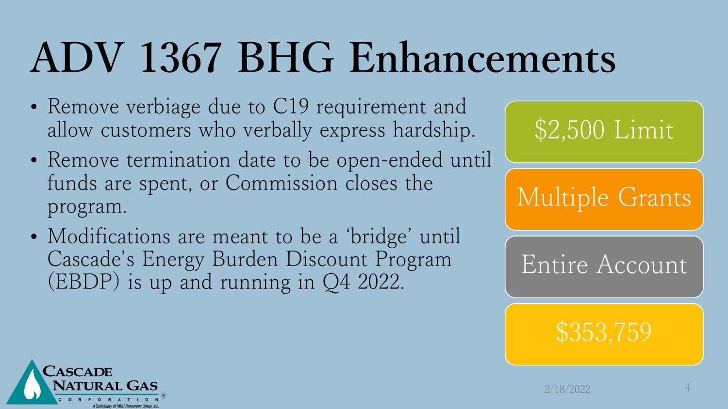# ADV 1367 BHG Enhancements

- Remove verbiage due to C19 requirement and allow customers who verbally express hardship.
- Remove termination date to be open-ended until funds are spent, or Commission closes the program.
- Modifications are meant to be a 'bridge' until Cascade's Energy Burden Discount Program (EBDP) is up and running in Q4 2022.

$2,500 Limit

Multiple Grants

Entire Account

$353,759

Cascade Natural Gas Corporation

A Subsidiary of MDU Resources Group, Inc.

2/18/2022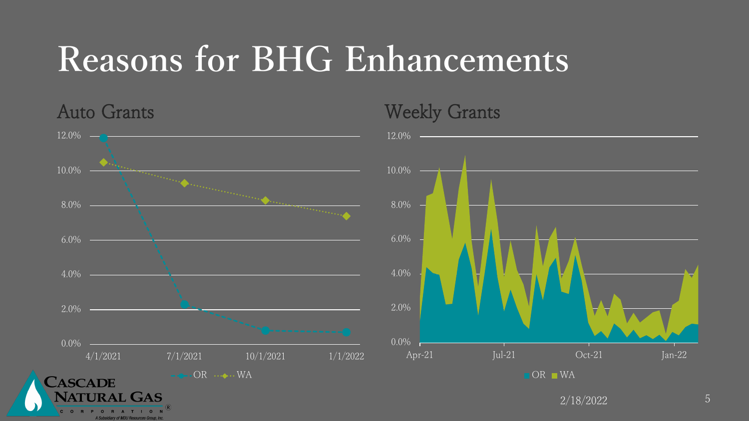# Reasons for BHG Enhancements

## Auto Grants

## Weekly Grants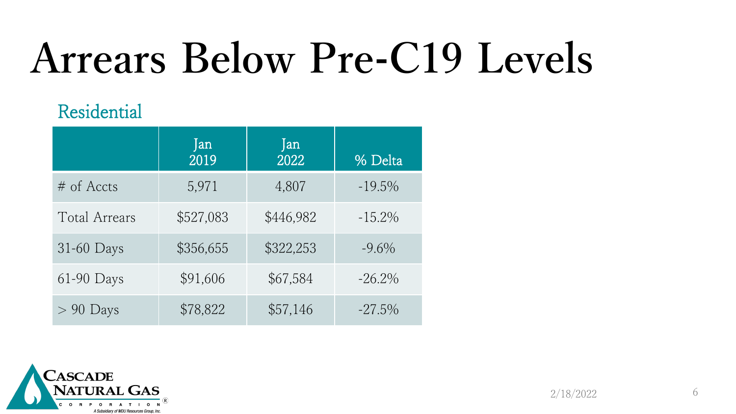# Arrears Below Pre-C19 Levels

## Residential

| | Jan 2019 | Jan 2022 | % Delta |
|---|---|---|---|
| # of Accts | 5,971 | 4,807 | -19.5% |
| Total Arrears | $527,083 | $446,982 | -15.2% |
| 31-60 Days | $356,655 | $322,253 | -9.6% |
| 61-90 Days | $91,606 | $67,584 | -26.2% |
| > 90 Days | $78,822 | $57,146 | -27.5% |

CASCADE NATURAL GAS CORPORATION
A Subsidiary of MDU Resources Group, Inc.

2/18/2022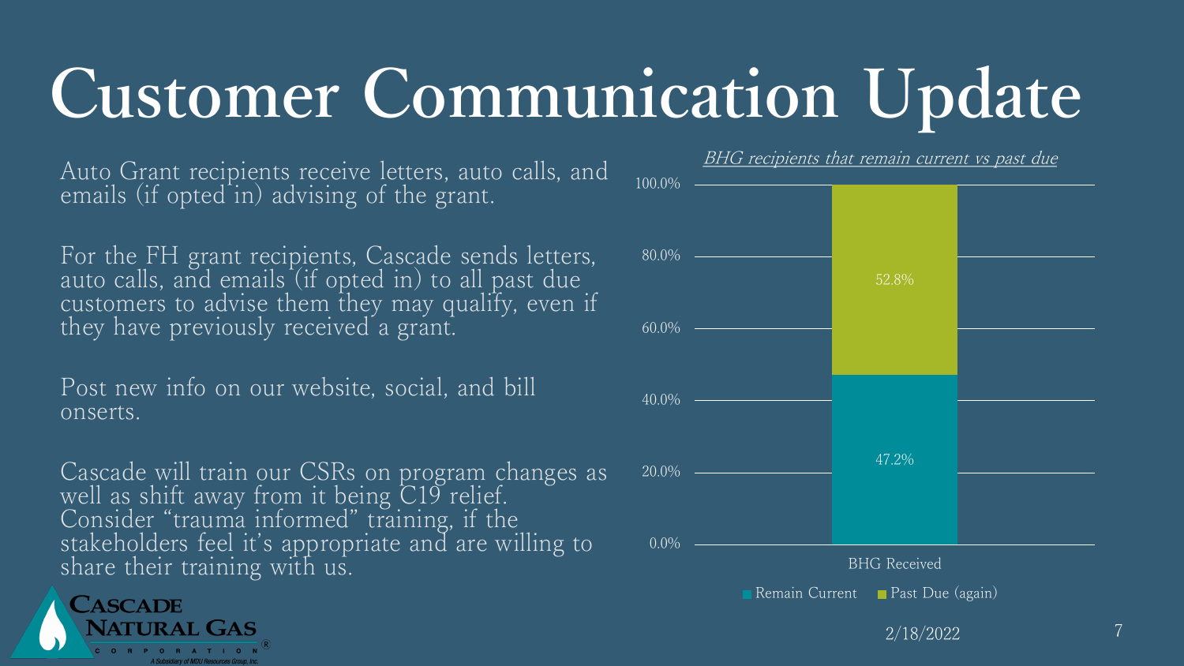# Customer Communication Update

Auto Grant recipients receive letters, auto calls, and emails (if opted in) advising of the grant.

For the FH grant recipients, Cascade sends letters, auto calls, and emails (if opted in) to all past due customers to advise them they may qualify, even if they have previously received a grant.

Post new info on our website, social, and bill onserts.

Cascade will train our CSRs on program changes as well as shift away from it being C19 relief. Consider "trauma informed" training, if the stakeholders feel it's appropriate and are willing to share their training with us.

*BHG recipients that remain current vs past due*

| | Remain Current | Past Due (again) |
|---|---|---|
| BHG Received | 47.2% | 52.8% |

Cascade Natural Gas Corporation — A Subsidiary of MDU Resources Group, Inc.

2/18/2022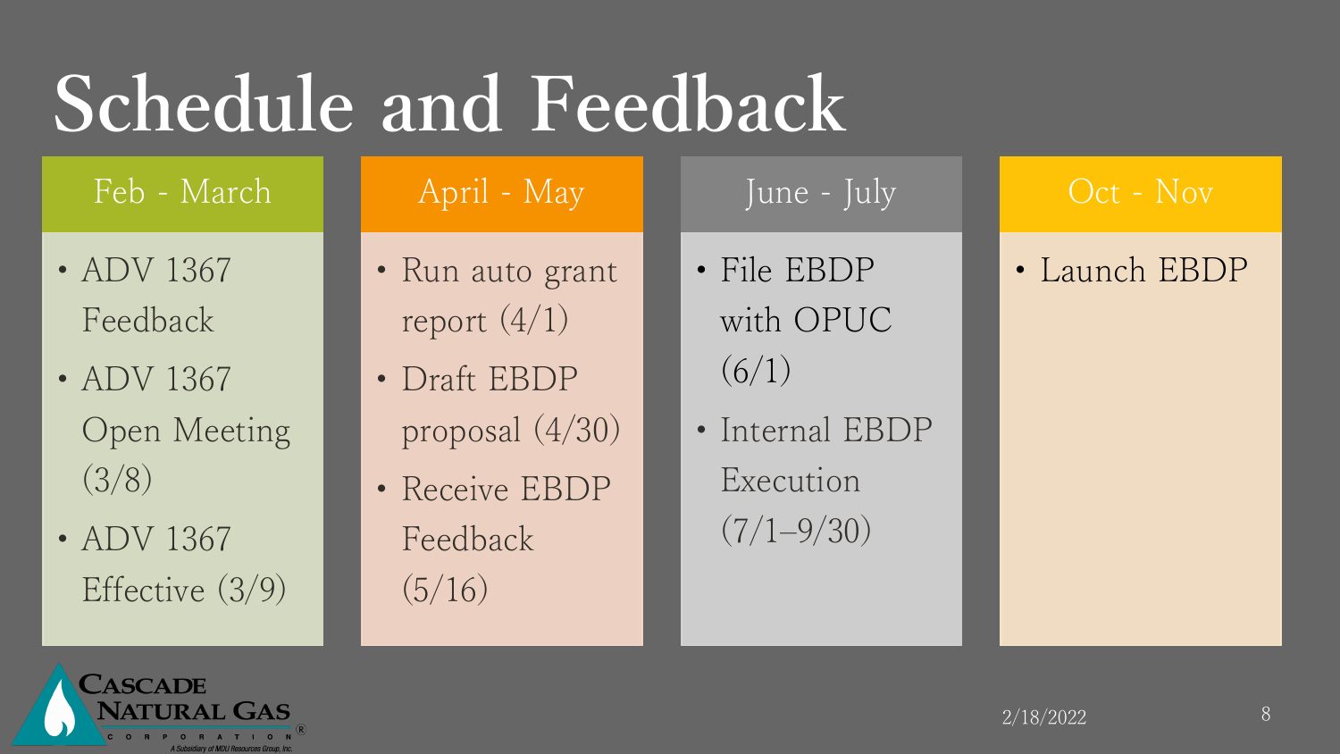# Schedule and Feedback

## Feb - March

- ADV 1367 Feedback
- ADV 1367 Open Meeting (3/8)
- ADV 1367 Effective (3/9)

## April - May

- Run auto grant report (4/1)
- Draft EBDP proposal (4/30)
- Receive EBDP Feedback (5/16)

## June - July

- File EBDP with OPUC (6/1)
- Internal EBDP Execution (7/1–9/30)

## Oct - Nov

- Launch EBDP

2/18/2022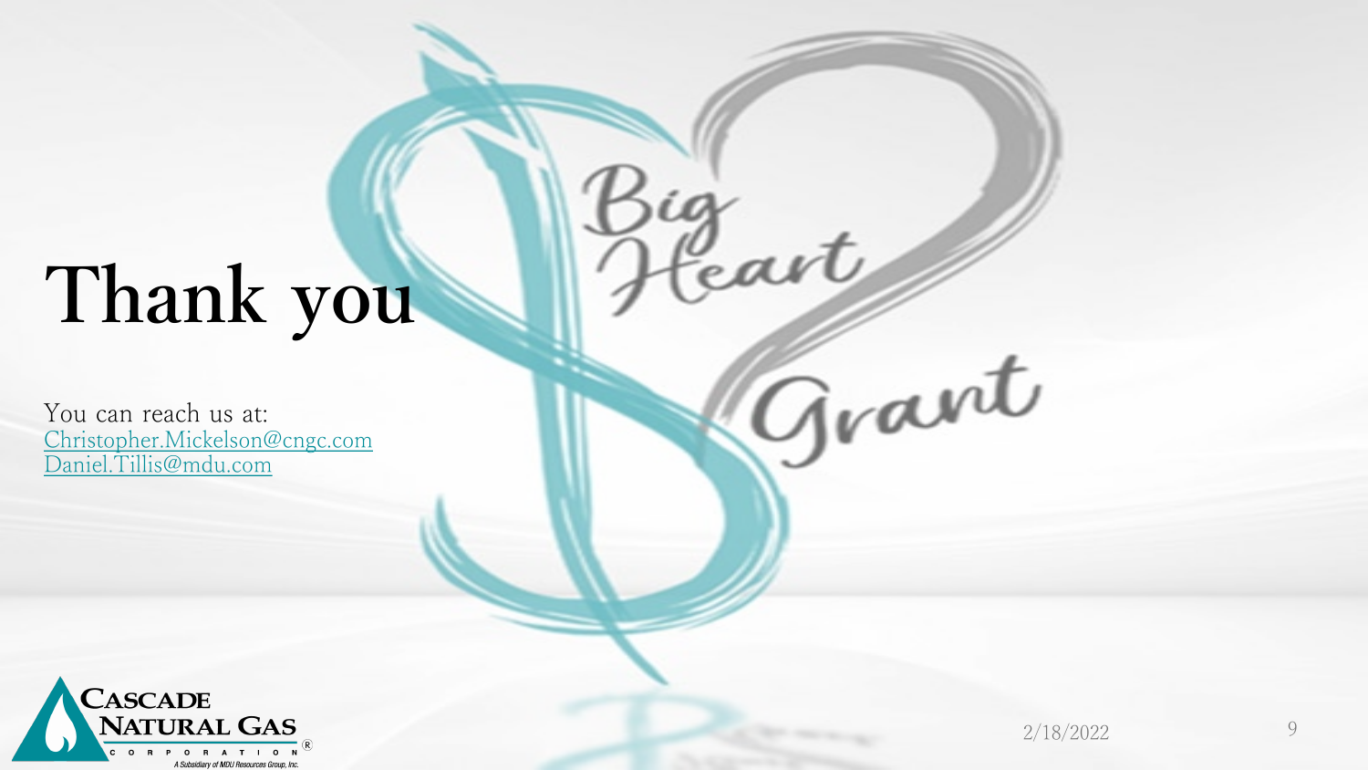# Thank you

You can reach us at:
Christopher.Mickelson@cngc.com
Daniel.Tillis@mdu.com

Big Heart Grant

CASCADE NATURAL GAS CORPORATION
A Subsidiary of MDU Resources Group, Inc.

2/18/2022